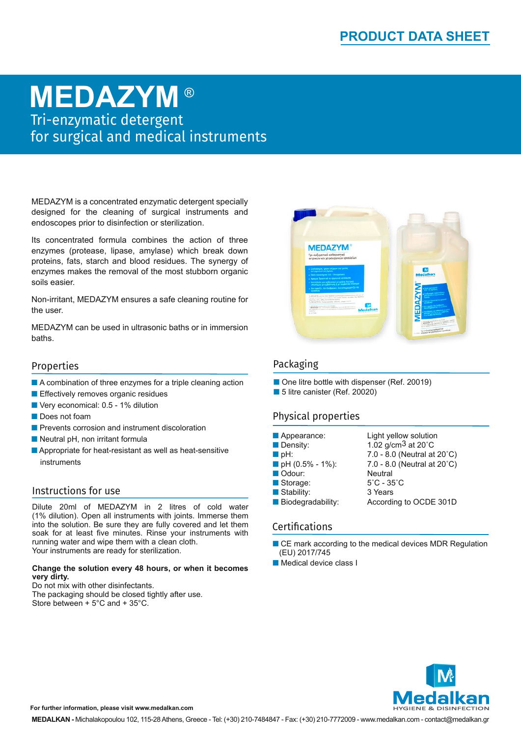PRODUCT DATA SHEET

# MEDAZYM®

Tri-enzymatic detergent
for surgical and medical instruments

MEDAZYM is a concentrated enzymatic detergent specially designed for the cleaning of surgical instruments and endoscopes prior to disinfection or sterilization.

Its concentrated formula combines the action of three enzymes (protease, lipase, amylase) which break down proteins, fats, starch and blood residues. The synergy of enzymes makes the removal of the most stubborn organic soils easier.

Non-irritant, MEDAZYM ensures a safe cleaning routine for the user.

MEDAZYM can be used in ultrasonic baths or in immersion baths.

## Properties

- A combination of three enzymes for a triple cleaning action
- Effectively removes organic residues
- Very economical: 0.5 - 1% dilution
- Does not foam
- Prevents corrosion and instrument discoloration
- Neutral pH, non irritant formula
- Appropriate for heat-resistant as well as heat-sensitive instruments

## Instructions for use

Dilute 20ml of MEDAZYM in 2 litres of cold water (1% dilution). Open all instruments with joints. Immerse them into the solution. Be sure they are fully covered and let them soak for at least five minutes. Rinse your instruments with running water and wipe them with a clean cloth.
Your instruments are ready for sterilization.

**Change the solution every 48 hours, or when it becomes very dirty.**
Do not mix with other disinfectants.
The packaging should be closed tightly after use.
Store between + 5°C and + 35°C.

## Packaging

- One litre bottle with dispenser (Ref. 20019)
- 5 litre canister (Ref. 20020)

## Physical properties

| | |
|---|---|
| Appearance: | Light yellow solution |
| Density: | 1.02 g/cm$^3$ at 20˚C |
| pH: | 7.0 - 8.0 (Neutral at 20˚C) |
| pH (0.5% - 1%): | 7.0 - 8.0 (Neutral at 20˚C) |
| Odour: | Neutral |
| Storage: | 5˚C - 35˚C |
| Stability: | 3 Years |
| Biodegradability: | According to OCDE 301D |

## Certifications

- CE mark according to the medical devices MDR Regulation (EU) 2017/745
- Medical device class I

**For further information, please visit www.medalkan.com**

Medalkan HYGIENE & DISINFECTION

**MEDALKAN -** Michalakopoulou 102, 115-28 Athens, Greece - Tel: (+30) 210-7484847 - Fax: (+30) 210-7772009 - www.medalkan.com - contact@medalkan.gr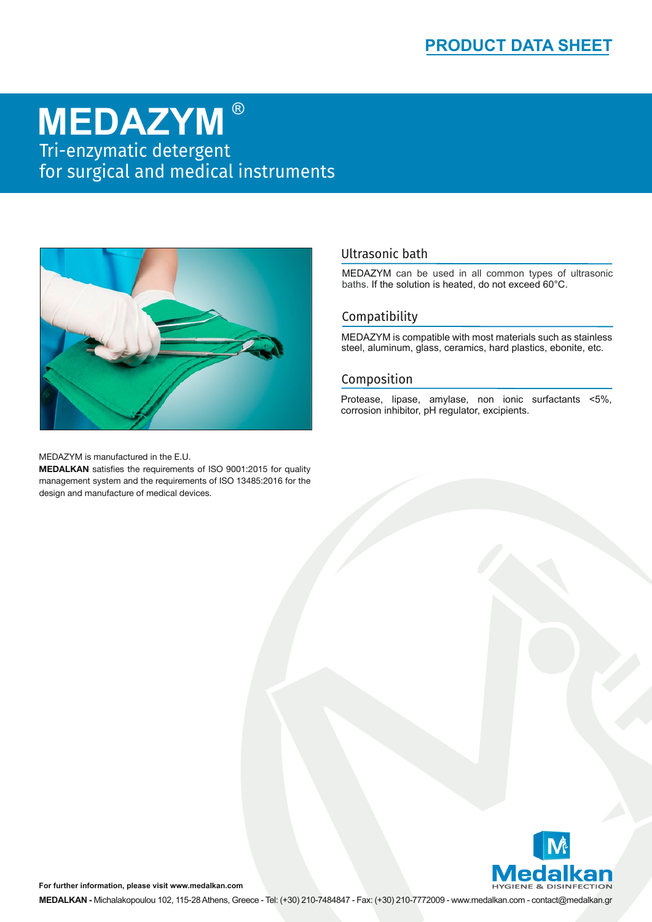PRODUCT DATA SHEET

# MEDAZYM®

Tri-enzymatic detergent
for surgical and medical instruments

## Ultrasonic bath

MEDAZYM can be used in all common types of ultrasonic baths. If the solution is heated, do not exceed 60°C.

## Compatibility

MEDAZYM is compatible with most materials such as stainless steel, aluminum, glass, ceramics, hard plastics, ebonite, etc.

## Composition

Protease, lipase, amylase, non ionic surfactants <5%, corrosion inhibitor, pH regulator, excipients.

MEDAZYM is manufactured in the E.U.

**MEDALKAN** satisfies the requirements of ISO 9001:2015 for quality management system and the requirements of ISO 13485:2016 for the design and manufacture of medical devices.

Medalkan
HYGIENE & DISINFECTION

**For further information, please visit www.medalkan.com**

**MEDALKAN -** Michalakopoulou 102, 115-28 Athens, Greece - Tel: (+30) 210-7484847 - Fax: (+30) 210-7772009 - www.medalkan.com - contact@medalkan.gr